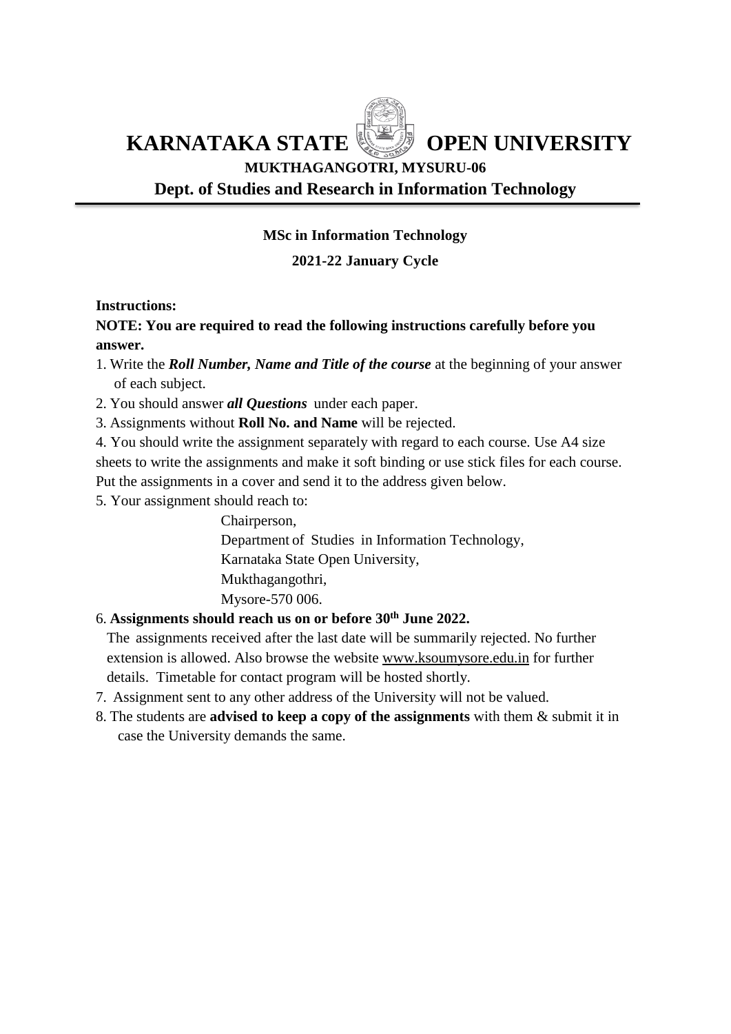# KARNATAKA STATE OPEN UNIVERSITY

**MUKTHAGANGOTRI, MYSURU-06**

## Dept. of Studies and Research in Information Technology

**MSc in Information Technology**

**2021-22 January Cycle**

**Instructions:**

**NOTE: You are required to read the following instructions carefully before you answer.**

1. Write the ***Roll Number, Name and Title of the course*** at the beginning of your answer of each subject.
2. You should answer ***all Questions*** under each paper.
3. Assignments without **Roll No. and Name** will be rejected.
4. You should write the assignment separately with regard to each course. Use A4 size sheets to write the assignments and make it soft binding or use stick files for each course. Put the assignments in a cover and send it to the address given below.
5. Your assignment should reach to:

   Chairperson,
   Department of Studies in Information Technology,
   Karnataka State Open University,
   Mukthagangothri,
   Mysore-570 006.

6. **Assignments should reach us on or before 30th June 2022.**
   The assignments received after the last date will be summarily rejected. No further extension is allowed. Also browse the website www.ksoumysore.edu.in for further details. Timetable for contact program will be hosted shortly.
7. Assignment sent to any other address of the University will not be valued.
8. The students are **advised to keep a copy of the assignments** with them & submit it in case the University demands the same.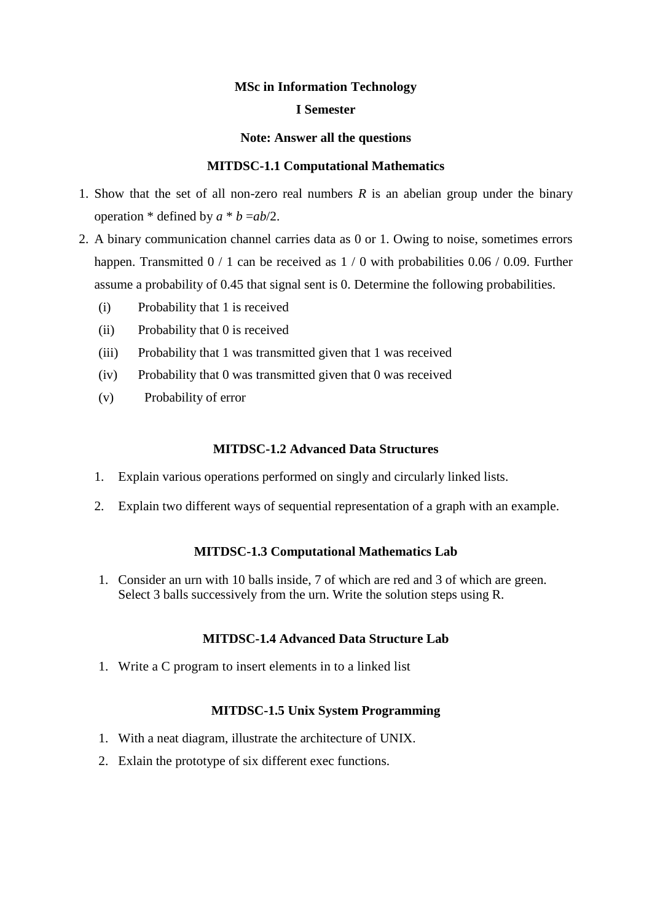**MSc in Information Technology**

**I Semester**

**Note: Answer all the questions**

## MITDSC-1.1 Computational Mathematics

1. Show that the set of all non-zero real numbers $R$ is an abelian group under the binary operation * defined by $a * b = ab/2$.
2. A binary communication channel carries data as 0 or 1. Owing to noise, sometimes errors happen. Transmitted 0 / 1 can be received as 1 / 0 with probabilities 0.06 / 0.09. Further assume a probability of 0.45 that signal sent is 0. Determine the following probabilities.
   - (i) Probability that 1 is received
   - (ii) Probability that 0 is received
   - (iii) Probability that 1 was transmitted given that 1 was received
   - (iv) Probability that 0 was transmitted given that 0 was received
   - (v) Probability of error

## MITDSC-1.2 Advanced Data Structures

1. Explain various operations performed on singly and circularly linked lists.
2. Explain two different ways of sequential representation of a graph with an example.

## MITDSC-1.3 Computational Mathematics Lab

1. Consider an urn with 10 balls inside, 7 of which are red and 3 of which are green. Select 3 balls successively from the urn. Write the solution steps using R.

## MITDSC-1.4 Advanced Data Structure Lab

1. Write a C program to insert elements in to a linked list

## MITDSC-1.5 Unix System Programming

1. With a neat diagram, illustrate the architecture of UNIX.
2. Exlain the prototype of six different exec functions.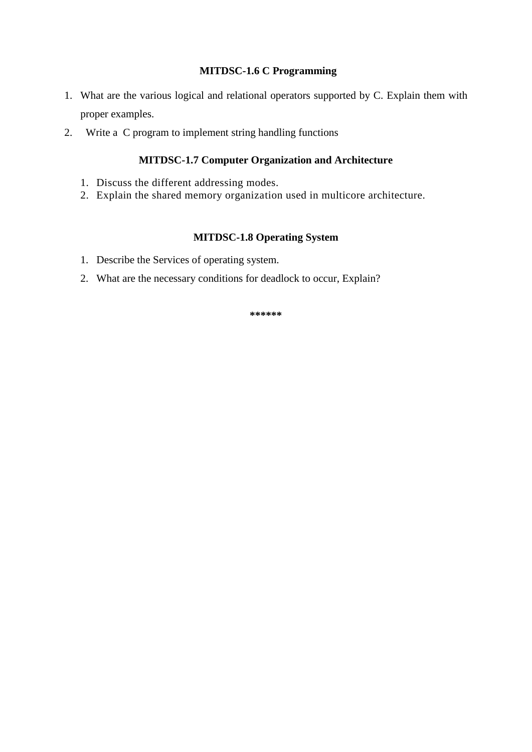**MITDSC-1.6 C Programming**

1. What are the various logical and relational operators supported by C. Explain them with proper examples.
2. Write a C program to implement string handling functions

**MITDSC-1.7 Computer Organization and Architecture**

1. Discuss the different addressing modes.
2. Explain the shared memory organization used in multicore architecture.

**MITDSC-1.8 Operating System**

1. Describe the Services of operating system.
2. What are the necessary conditions for deadlock to occur, Explain?

**\*\*\*\*\*\***